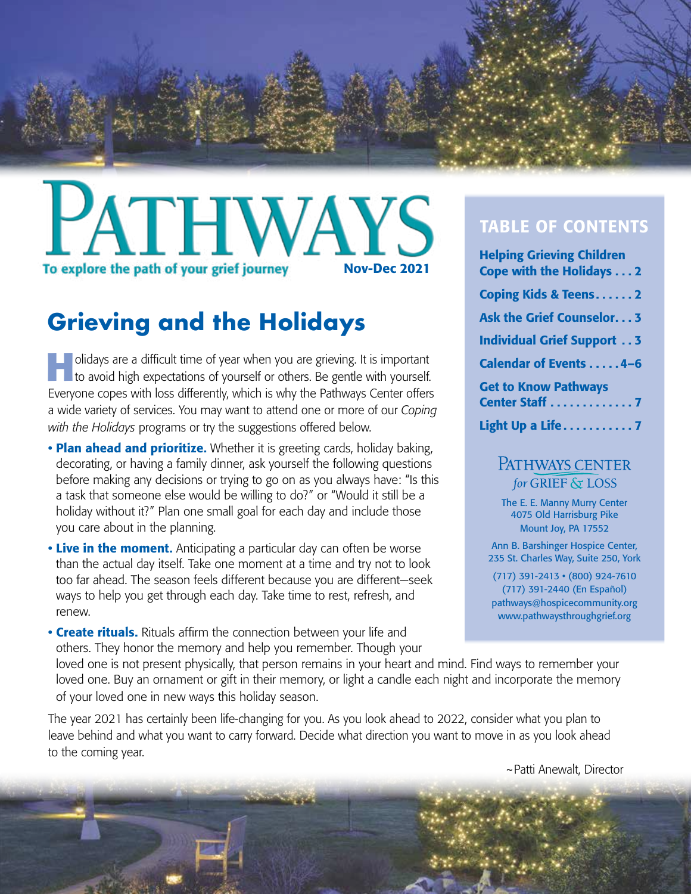# PATHWAYS

**To explore the path of your grief journey** **Nov-Dec 2021**

## Grieving and the Holidays

Holidays are a difficult time of year when you are grieving. It is important to avoid high expectations of yourself or others. Be gentle with yourself. Everyone copes with loss differently, which is why the Pathways Center offers a wide variety of services. You may want to attend one or more of our *Coping with the Holidays* programs or try the suggestions offered below.

- **Plan ahead and prioritize.** Whether it is greeting cards, holiday baking, decorating, or having a family dinner, ask yourself the following questions before making any decisions or trying to go on as you always have: "Is this a task that someone else would be willing to do?" or "Would it still be a holiday without it?" Plan one small goal for each day and include those you care about in the planning.
- **Live in the moment.** Anticipating a particular day can often be worse than the actual day itself. Take one moment at a time and try not to look too far ahead. The season feels different because you are different—seek ways to help you get through each day. Take time to rest, refresh, and renew.
- **Create rituals.** Rituals affirm the connection between your life and others. They honor the memory and help you remember. Though your loved one is not present physically, that person remains in your heart and mind. Find ways to remember your loved one. Buy an ornament or gift in their memory, or light a candle each night and incorporate the memory of your loved one in new ways this holiday season.

The year 2021 has certainly been life-changing for you. As you look ahead to 2022, consider what you plan to leave behind and what you want to carry forward. Decide what direction you want to move in as you look ahead to the coming year.

~Patti Anewalt, Director

## TABLE OF CONTENTS

- **Helping Grieving Children Cope with the Holidays . . . 2**
- **Coping Kids & Teens. . . . . . 2**
- **Ask the Grief Counselor. . . 3**
- **Individual Grief Support . . 3**
- **Calendar of Events . . . . . 4–6**
- **Get to Know Pathways Center Staff . . . . . . . . . . . . . 7**
- **Light Up a Life. . . . . . . . . . . 7**

PATHWAYS CENTER *for* GRIEF & LOSS

The E. E. Manny Murry Center
4075 Old Harrisburg Pike
Mount Joy, PA 17552

Ann B. Barshinger Hospice Center, 235 St. Charles Way, Suite 250, York

(717) 391-2413 • (800) 924-7610
(717) 391-2440 (En Español)
pathways@hospicecommunity.org
www.pathwaysthroughgrief.org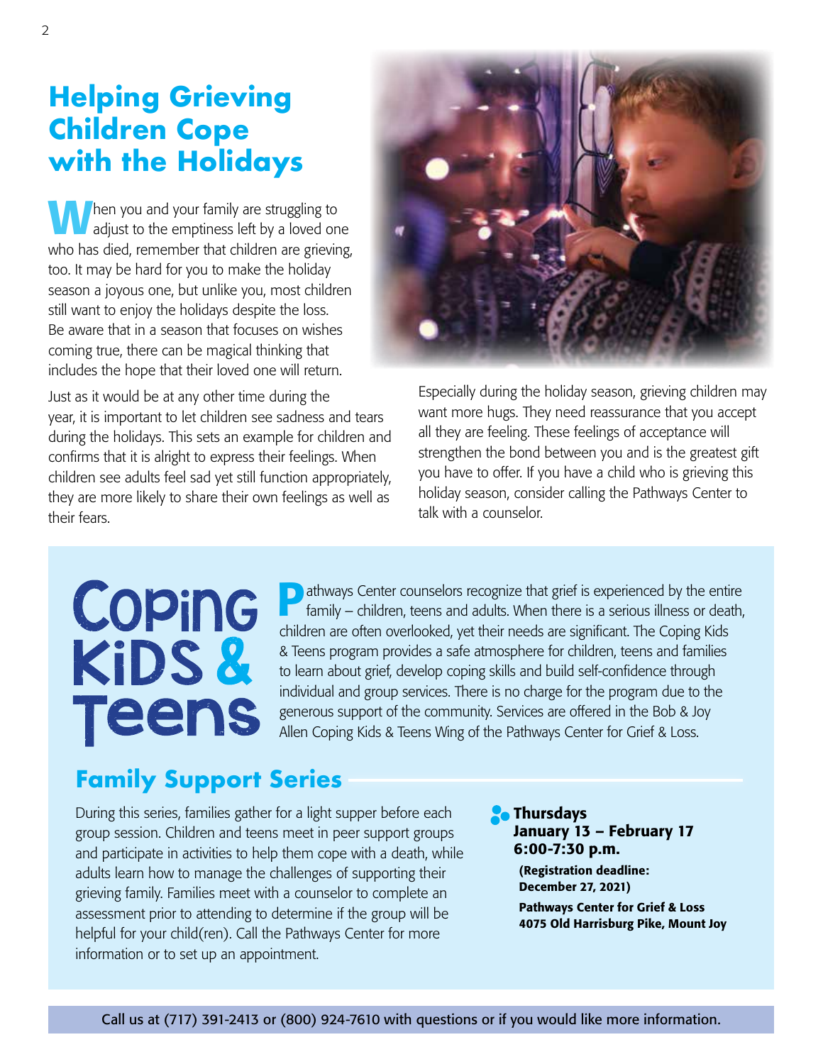# Helping Grieving Children Cope with the Holidays

When you and your family are struggling to adjust to the emptiness left by a loved one who has died, remember that children are grieving, too. It may be hard for you to make the holiday season a joyous one, but unlike you, most children still want to enjoy the holidays despite the loss. Be aware that in a season that focuses on wishes coming true, there can be magical thinking that includes the hope that their loved one will return.

Just as it would be at any other time during the year, it is important to let children see sadness and tears during the holidays. This sets an example for children and confirms that it is alright to express their feelings. When children see adults feel sad yet still function appropriately, they are more likely to share their own feelings as well as their fears.

Especially during the holiday season, grieving children may want more hugs. They need reassurance that you accept all they are feeling. These feelings of acceptance will strengthen the bond between you and is the greatest gift you have to offer. If you have a child who is grieving this holiday season, consider calling the Pathways Center to talk with a counselor.

## Coping Kids & Teens

Pathways Center counselors recognize that grief is experienced by the entire family – children, teens and adults. When there is a serious illness or death, children are often overlooked, yet their needs are significant. The Coping Kids & Teens program provides a safe atmosphere for children, teens and families to learn about grief, develop coping skills and build self-confidence through individual and group services. There is no charge for the program due to the generous support of the community. Services are offered in the Bob & Joy Allen Coping Kids & Teens Wing of the Pathways Center for Grief & Loss.

### Family Support Series

During this series, families gather for a light supper before each group session. Children and teens meet in peer support groups and participate in activities to help them cope with a death, while adults learn how to manage the challenges of supporting their grieving family. Families meet with a counselor to complete an assessment prior to attending to determine if the group will be helpful for your child(ren). Call the Pathways Center for more information or to set up an appointment.

**Thursdays**
**January 13 – February 17**
**6:00-7:30 p.m.**

**(Registration deadline: December 27, 2021)**

**Pathways Center for Grief & Loss**
**4075 Old Harrisburg Pike, Mount Joy**

Call us at (717) 391-2413 or (800) 924-7610 with questions or if you would like more information.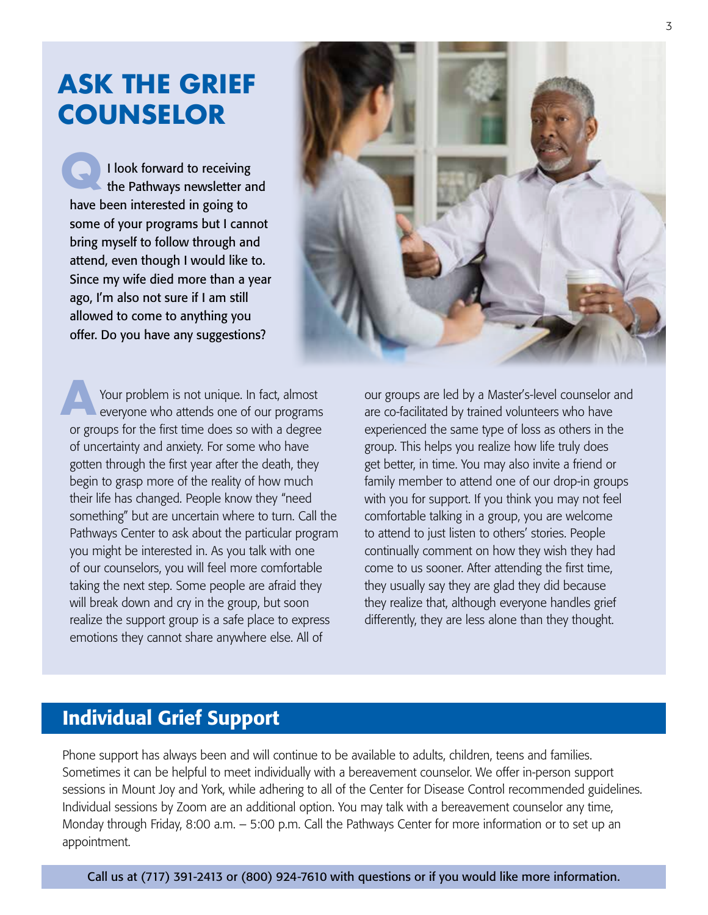# ASK THE GRIEF COUNSELOR

**Q** I look forward to receiving the Pathways newsletter and have been interested in going to some of your programs but I cannot bring myself to follow through and attend, even though I would like to. Since my wife died more than a year ago, I'm also not sure if I am still allowed to come to anything you offer. Do you have any suggestions?

**A** Your problem is not unique. In fact, almost everyone who attends one of our programs or groups for the first time does so with a degree of uncertainty and anxiety. For some who have gotten through the first year after the death, they begin to grasp more of the reality of how much their life has changed. People know they "need something" but are uncertain where to turn. Call the Pathways Center to ask about the particular program you might be interested in. As you talk with one of our counselors, you will feel more comfortable taking the next step. Some people are afraid they will break down and cry in the group, but soon realize the support group is a safe place to express emotions they cannot share anywhere else. All of our groups are led by a Master's-level counselor and are co-facilitated by trained volunteers who have experienced the same type of loss as others in the group. This helps you realize how life truly does get better, in time. You may also invite a friend or family member to attend one of our drop-in groups with you for support. If you think you may not feel comfortable talking in a group, you are welcome to attend to just listen to others' stories. People continually comment on how they wish they had come to us sooner. After attending the first time, they usually say they are glad they did because they realize that, although everyone handles grief differently, they are less alone than they thought.

## Individual Grief Support

Phone support has always been and will continue to be available to adults, children, teens and families. Sometimes it can be helpful to meet individually with a bereavement counselor. We offer in-person support sessions in Mount Joy and York, while adhering to all of the Center for Disease Control recommended guidelines. Individual sessions by Zoom are an additional option. You may talk with a bereavement counselor any time, Monday through Friday, 8:00 a.m. – 5:00 p.m. Call the Pathways Center for more information or to set up an appointment.

Call us at (717) 391-2413 or (800) 924-7610 with questions or if you would like more information.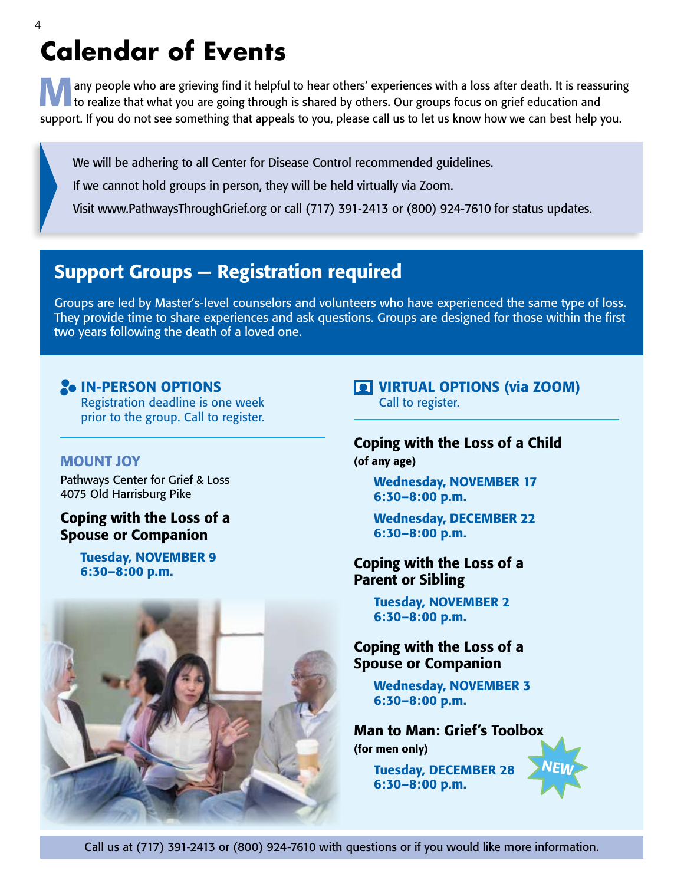# Calendar of Events

Many people who are grieving find it helpful to hear others' experiences with a loss after death. It is reassuring to realize that what you are going through is shared by others. Our groups focus on grief education and support. If you do not see something that appeals to you, please call us to let us know how we can best help you.

> We will be adhering to all Center for Disease Control recommended guidelines.
>
> If we cannot hold groups in person, they will be held virtually via Zoom.
>
> Visit www.PathwaysThroughGrief.org or call (717) 391-2413 or (800) 924-7610 for status updates.

## Support Groups — Registration required

Groups are led by Master's-level counselors and volunteers who have experienced the same type of loss. They provide time to share experiences and ask questions. Groups are designed for those within the first two years following the death of a loved one.

### IN-PERSON OPTIONS

Registration deadline is one week prior to the group. Call to register.

#### MOUNT JOY

Pathways Center for Grief & Loss
4075 Old Harrisburg Pike

**Coping with the Loss of a Spouse or Companion**

**Tuesday, NOVEMBER 9**
**6:30–8:00 p.m.**

### VIRTUAL OPTIONS (via ZOOM)

Call to register.

**Coping with the Loss of a Child**
**(of any age)**

**Wednesday, NOVEMBER 17**
**6:30–8:00 p.m.**

**Wednesday, DECEMBER 22**
**6:30–8:00 p.m.**

**Coping with the Loss of a Parent or Sibling**

**Tuesday, NOVEMBER 2**
**6:30–8:00 p.m.**

**Coping with the Loss of a Spouse or Companion**

**Wednesday, NOVEMBER 3**
**6:30–8:00 p.m.**

**Man to Man: Grief's Toolbox**
**(for men only)**

**Tuesday, DECEMBER 28** NEW
**6:30–8:00 p.m.**

Call us at (717) 391-2413 or (800) 924-7610 with questions or if you would like more information.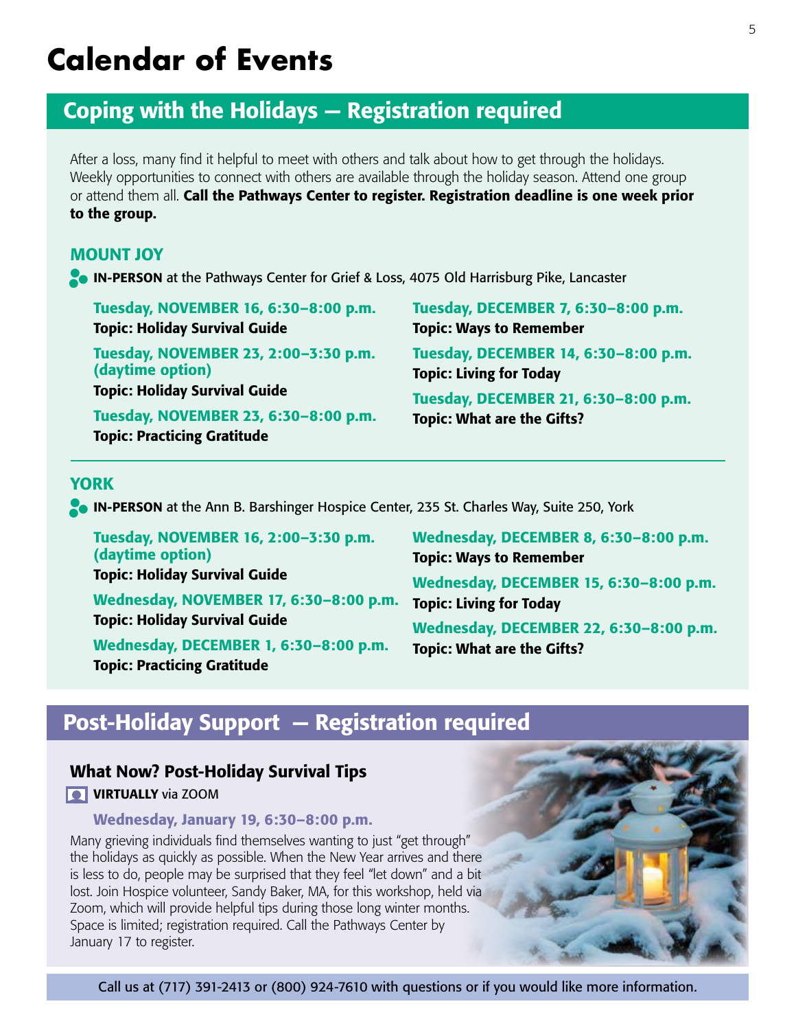# Calendar of Events

## Coping with the Holidays — Registration required

After a loss, many find it helpful to meet with others and talk about how to get through the holidays. Weekly opportunities to connect with others are available through the holiday season. Attend one group or attend them all. **Call the Pathways Center to register. Registration deadline is one week prior to the group.**

### MOUNT JOY

**IN-PERSON** at the Pathways Center for Grief & Loss, 4075 Old Harrisburg Pike, Lancaster

**Tuesday, NOVEMBER 16, 6:30–8:00 p.m.**
**Topic: Holiday Survival Guide**

**Tuesday, NOVEMBER 23, 2:00–3:30 p.m. (daytime option)**
**Topic: Holiday Survival Guide**

**Tuesday, NOVEMBER 23, 6:30–8:00 p.m.**
**Topic: Practicing Gratitude**

**Tuesday, DECEMBER 7, 6:30–8:00 p.m.**
**Topic: Ways to Remember**

**Tuesday, DECEMBER 14, 6:30–8:00 p.m.**
**Topic: Living for Today**

**Tuesday, DECEMBER 21, 6:30–8:00 p.m.**
**Topic: What are the Gifts?**

### YORK

**IN-PERSON** at the Ann B. Barshinger Hospice Center, 235 St. Charles Way, Suite 250, York

**Tuesday, NOVEMBER 16, 2:00–3:30 p.m. (daytime option)**
**Topic: Holiday Survival Guide**

**Wednesday, NOVEMBER 17, 6:30–8:00 p.m.**
**Topic: Holiday Survival Guide**

**Wednesday, DECEMBER 1, 6:30–8:00 p.m.**
**Topic: Practicing Gratitude**

**Wednesday, DECEMBER 8, 6:30–8:00 p.m.**
**Topic: Ways to Remember**

**Wednesday, DECEMBER 15, 6:30–8:00 p.m.**
**Topic: Living for Today**

**Wednesday, DECEMBER 22, 6:30–8:00 p.m.**
**Topic: What are the Gifts?**

## Post-Holiday Support — Registration required

### What Now? Post-Holiday Survival Tips

**VIRTUALLY** via ZOOM

**Wednesday, January 19, 6:30–8:00 p.m.**

Many grieving individuals find themselves wanting to just "get through" the holidays as quickly as possible. When the New Year arrives and there is less to do, people may be surprised that they feel "let down" and a bit lost. Join Hospice volunteer, Sandy Baker, MA, for this workshop, held via Zoom, which will provide helpful tips during those long winter months. Space is limited; registration required. Call the Pathways Center by January 17 to register.

Call us at (717) 391-2413 or (800) 924-7610 with questions or if you would like more information.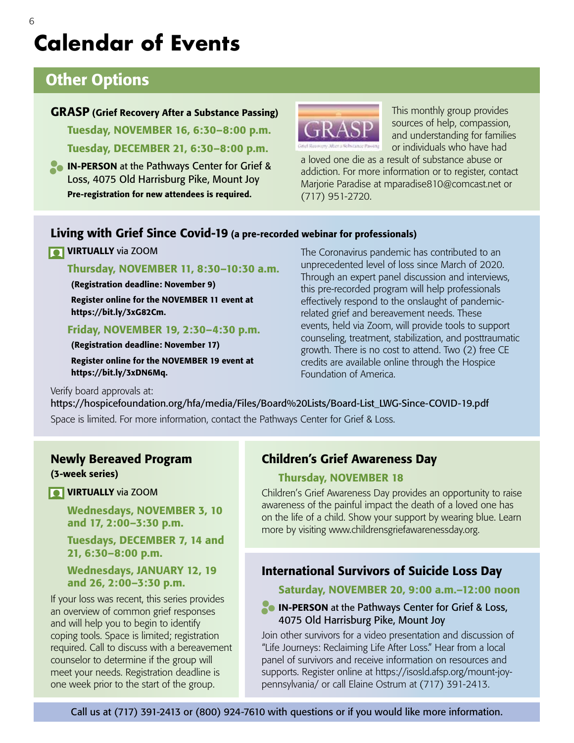# Calendar of Events

## Other Options

### GRASP (Grief Recovery After a Substance Passing)

**Tuesday, NOVEMBER 16, 6:30–8:00 p.m.**

**Tuesday, DECEMBER 21, 6:30–8:00 p.m.**

**IN-PERSON** at the Pathways Center for Grief & Loss, 4075 Old Harrisburg Pike, Mount Joy

**Pre-registration for new attendees is required.**

This monthly group provides sources of help, compassion, and understanding for families or individuals who have had a loved one die as a result of substance abuse or addiction. For more information or to register, contact Marjorie Paradise at mparadise810@comcast.net or (717) 951-2720.

### Living with Grief Since Covid-19 (a pre-recorded webinar for professionals)

**VIRTUALLY** via ZOOM

**Thursday, NOVEMBER 11, 8:30–10:30 a.m.**

**(Registration deadline: November 9)**

**Register online for the NOVEMBER 11 event at https://bit.ly/3xG82Cm.**

**Friday, NOVEMBER 19, 2:30–4:30 p.m.**

**(Registration deadline: November 17)**

**Register online for the NOVEMBER 19 event at https://bit.ly/3xDN6Mq.**

The Coronavirus pandemic has contributed to an unprecedented level of loss since March of 2020. Through an expert panel discussion and interviews, this pre-recorded program will help professionals effectively respond to the onslaught of pandemic-related grief and bereavement needs. These events, held via Zoom, will provide tools to support counseling, treatment, stabilization, and posttraumatic growth. There is no cost to attend. Two (2) free CE credits are available online through the Hospice Foundation of America.

Verify board approvals at:
https://hospicefoundation.org/hfa/media/Files/Board%20Lists/Board-List_LWG-Since-COVID-19.pdf

Space is limited. For more information, contact the Pathways Center for Grief & Loss.

### Newly Bereaved Program

**(3-week series)**

**VIRTUALLY** via ZOOM

**Wednesdays, NOVEMBER 3, 10 and 17, 2:00–3:30 p.m.**

**Tuesdays, DECEMBER 7, 14 and 21, 6:30–8:00 p.m.**

**Wednesdays, JANUARY 12, 19 and 26, 2:00–3:30 p.m.**

If your loss was recent, this series provides an overview of common grief responses and will help you to begin to identify coping tools. Space is limited; registration required. Call to discuss with a bereavement counselor to determine if the group will meet your needs. Registration deadline is one week prior to the start of the group.

### Children's Grief Awareness Day

**Thursday, NOVEMBER 18**

Children's Grief Awareness Day provides an opportunity to raise awareness of the painful impact the death of a loved one has on the life of a child. Show your support by wearing blue. Learn more by visiting www.childrensgriefawarenessday.org.

### International Survivors of Suicide Loss Day

**Saturday, NOVEMBER 20, 9:00 a.m.–12:00 noon**

**IN-PERSON** at the Pathways Center for Grief & Loss, 4075 Old Harrisburg Pike, Mount Joy

Join other survivors for a video presentation and discussion of "Life Journeys: Reclaiming Life After Loss." Hear from a local panel of survivors and receive information on resources and supports. Register online at https://isosld.afsp.org/mount-joy-pennsylvania/ or call Elaine Ostrum at (717) 391-2413.

Call us at (717) 391-2413 or (800) 924-7610 with questions or if you would like more information.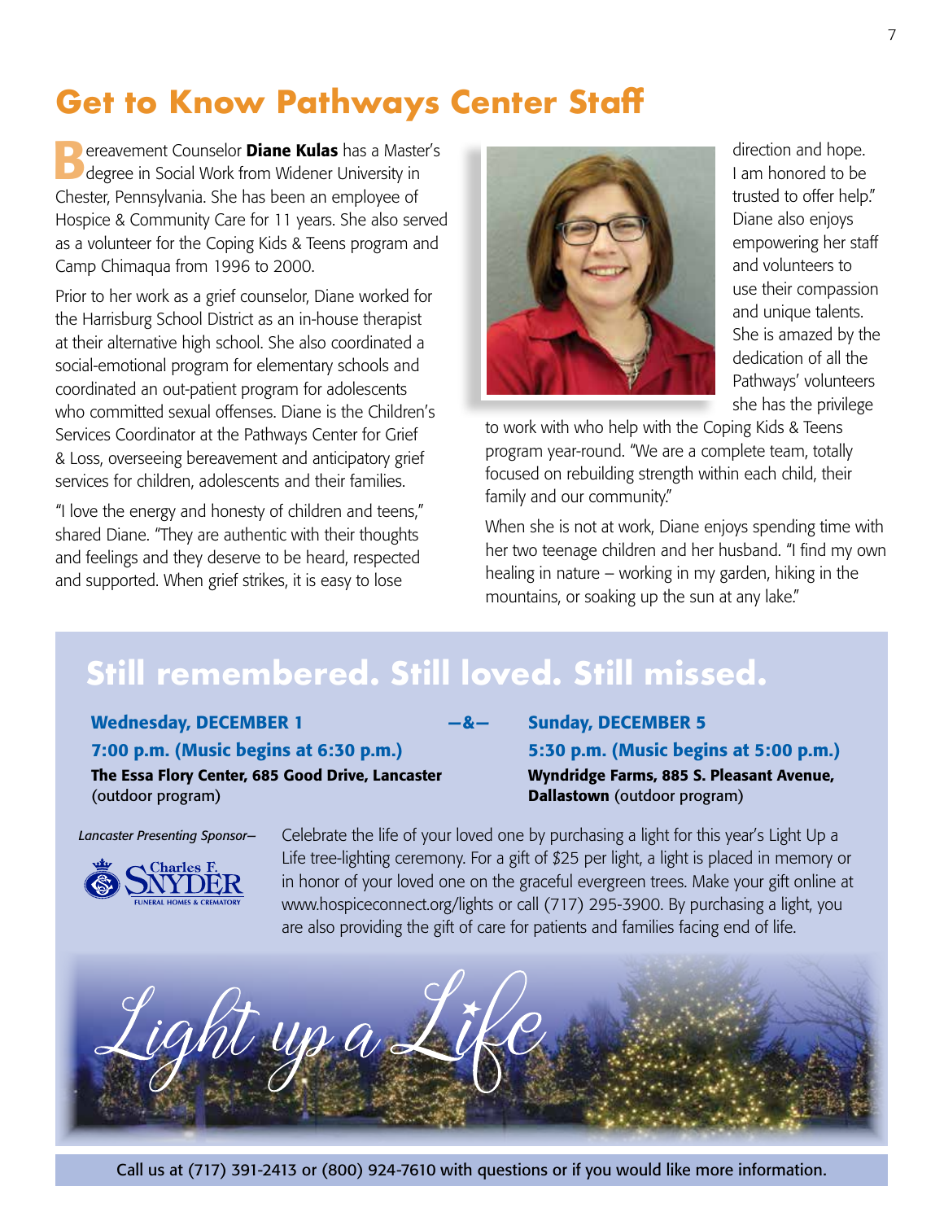# Get to Know Pathways Center Staff

Bereavement Counselor **Diane Kulas** has a Master's degree in Social Work from Widener University in Chester, Pennsylvania. She has been an employee of Hospice & Community Care for 11 years. She also served as a volunteer for the Coping Kids & Teens program and Camp Chimaqua from 1996 to 2000.

Prior to her work as a grief counselor, Diane worked for the Harrisburg School District as an in-house therapist at their alternative high school. She also coordinated a social-emotional program for elementary schools and coordinated an out-patient program for adolescents who committed sexual offenses. Diane is the Children's Services Coordinator at the Pathways Center for Grief & Loss, overseeing bereavement and anticipatory grief services for children, adolescents and their families.

"I love the energy and honesty of children and teens," shared Diane. "They are authentic with their thoughts and feelings and they deserve to be heard, respected and supported. When grief strikes, it is easy to lose direction and hope. I am honored to be trusted to offer help." Diane also enjoys empowering her staff and volunteers to use their compassion and unique talents. She is amazed by the dedication of all the Pathways' volunteers she has the privilege to work with who help with the Coping Kids & Teens program year-round. "We are a complete team, totally focused on rebuilding strength within each child, their family and our community."

When she is not at work, Diane enjoys spending time with her two teenage children and her husband. "I find my own healing in nature – working in my garden, hiking in the mountains, or soaking up the sun at any lake."

## Still remembered. Still loved. Still missed.

**Wednesday, DECEMBER 1**
**7:00 p.m. (Music begins at 6:30 p.m.)**
**The Essa Flory Center, 685 Good Drive, Lancaster** (outdoor program)

—&—

**Sunday, DECEMBER 5**
**5:30 p.m. (Music begins at 5:00 p.m.)**
**Wyndridge Farms, 885 S. Pleasant Avenue, Dallastown** (outdoor program)

*Lancaster Presenting Sponsor–*

Charles F. Snyder Funeral Homes & Crematory

Celebrate the life of your loved one by purchasing a light for this year's Light Up a Life tree-lighting ceremony. For a gift of $25 per light, a light is placed in memory or in honor of your loved one on the graceful evergreen trees. Make your gift online at www.hospiceconnect.org/lights or call (717) 295-3900. By purchasing a light, you are also providing the gift of care for patients and families facing end of life.

*Light up a Life*

Call us at (717) 391-2413 or (800) 924-7610 with questions or if you would like more information.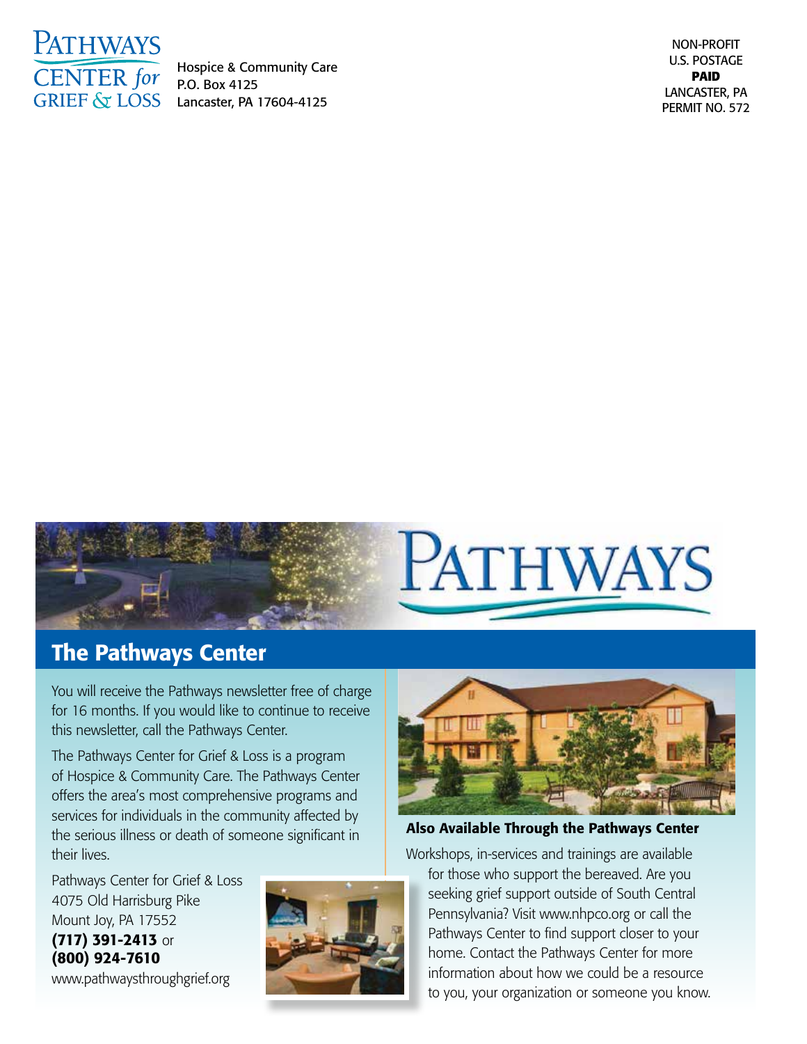PATHWAYS CENTER *for* GRIEF & LOSS

Hospice & Community Care
P.O. Box 4125
Lancaster, PA 17604-4125

NON-PROFIT
U.S. POSTAGE
**PAID**
LANCASTER, PA
PERMIT NO. 572

# PATHWAYS

## The Pathways Center

You will receive the Pathways newsletter free of charge for 16 months. If you would like to continue to receive this newsletter, call the Pathways Center.

The Pathways Center for Grief & Loss is a program of Hospice & Community Care. The Pathways Center offers the area's most comprehensive programs and services for individuals in the community affected by the serious illness or death of someone significant in their lives.

Pathways Center for Grief & Loss
4075 Old Harrisburg Pike
Mount Joy, PA 17552
**(717) 391-2413** or
**(800) 924-7610**
www.pathwaysthroughgrief.org

### Also Available Through the Pathways Center

Workshops, in-services and trainings are available for those who support the bereaved. Are you seeking grief support outside of South Central Pennsylvania? Visit www.nhpco.org or call the Pathways Center to find support closer to your home. Contact the Pathways Center for more information about how we could be a resource to you, your organization or someone you know.